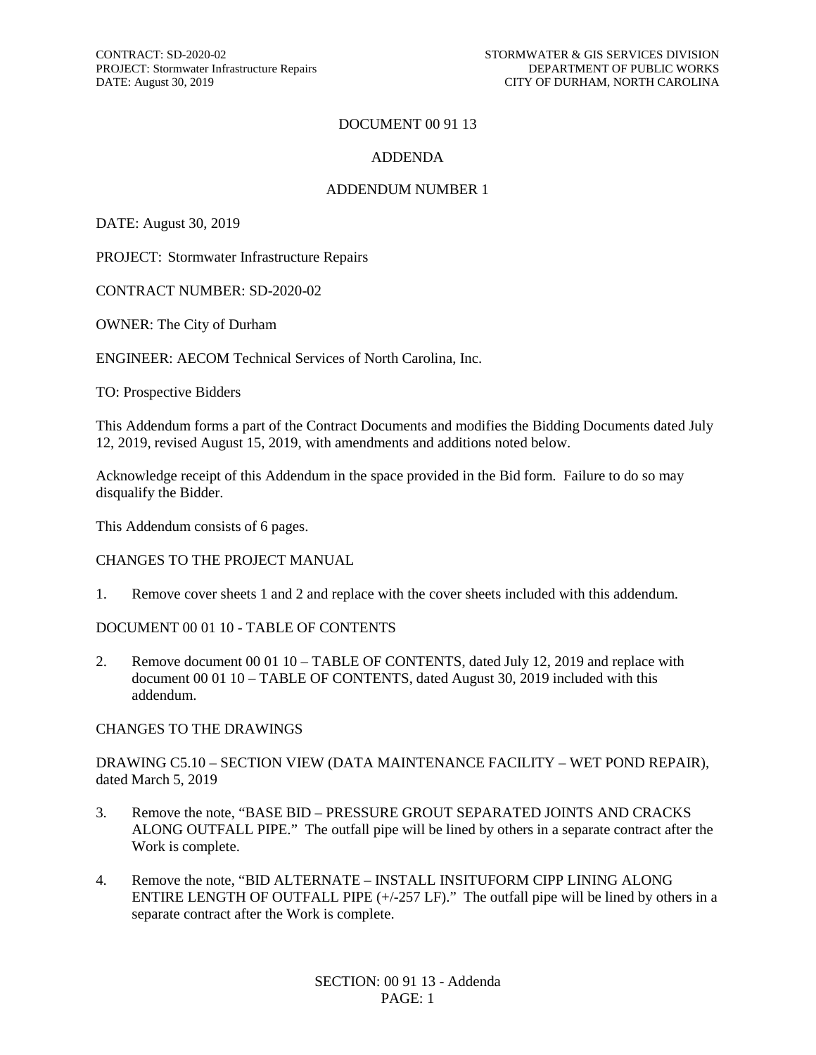# DOCUMENT 00 91 13

## ADDENDA

## ADDENDUM NUMBER 1

DATE: August 30, 2019

PROJECT: Stormwater Infrastructure Repairs

CONTRACT NUMBER: SD-2020-02

OWNER: The City of Durham

ENGINEER: AECOM Technical Services of North Carolina, Inc.

TO: Prospective Bidders

This Addendum forms a part of the Contract Documents and modifies the Bidding Documents dated July 12, 2019, revised August 15, 2019, with amendments and additions noted below.

Acknowledge receipt of this Addendum in the space provided in the Bid form. Failure to do so may disqualify the Bidder.

This Addendum consists of 6 pages.

### CHANGES TO THE PROJECT MANUAL

1. Remove cover sheets 1 and 2 and replace with the cover sheets included with this addendum.

### DOCUMENT 00 01 10 - TABLE OF CONTENTS

2. Remove document 00 01 10 – TABLE OF CONTENTS, dated July 12, 2019 and replace with document 00 01 10 – TABLE OF CONTENTS, dated August 30, 2019 included with this addendum.

### CHANGES TO THE DRAWINGS

### DRAWING C5.10 – SECTION VIEW (DATA MAINTENANCE FACILITY – WET POND REPAIR), dated March 5, 2019

3. Remove the note, "BASE BID – PRESSURE GROUT SEPARATED JOINTS AND CRACKS ALONG OUTFALL PIPE." The outfall pipe will be lined by others in a separate contract after the Work is complete.

4. Remove the note, "BID ALTERNATE – INSTALL INSITUFORM CIPP LINING ALONG ENTIRE LENGTH OF OUTFALL PIPE (+/-257 LF)." The outfall pipe will be lined by others in a separate contract after the Work is complete.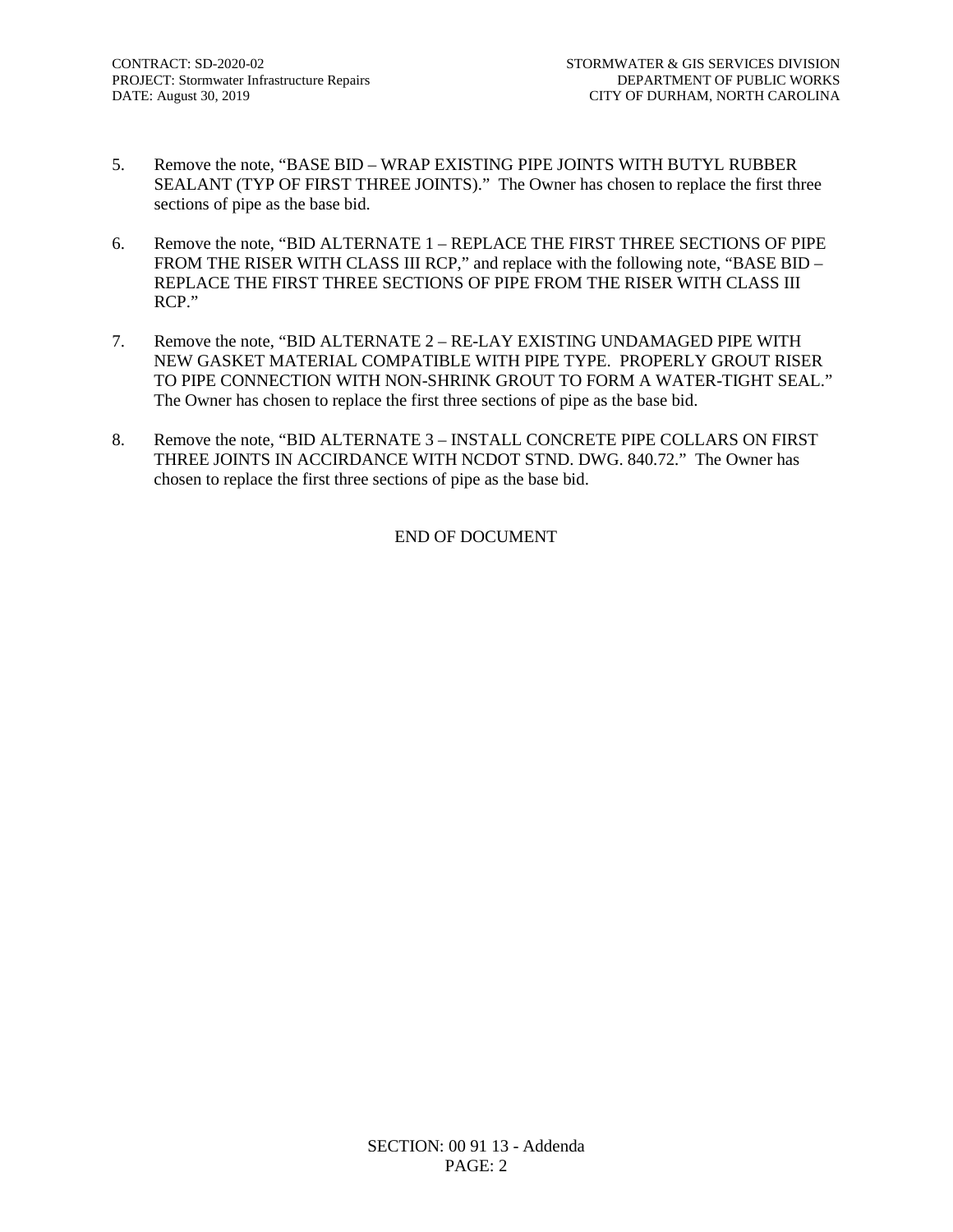5. Remove the note, "BASE BID – WRAP EXISTING PIPE JOINTS WITH BUTYL RUBBER SEALANT (TYP OF FIRST THREE JOINTS)." The Owner has chosen to replace the first three sections of pipe as the base bid.

6. Remove the note, "BID ALTERNATE 1 – REPLACE THE FIRST THREE SECTIONS OF PIPE FROM THE RISER WITH CLASS III RCP," and replace with the following note, "BASE BID – REPLACE THE FIRST THREE SECTIONS OF PIPE FROM THE RISER WITH CLASS III RCP."

7. Remove the note, "BID ALTERNATE 2 – RE-LAY EXISTING UNDAMAGED PIPE WITH NEW GASKET MATERIAL COMPATIBLE WITH PIPE TYPE. PROPERLY GROUT RISER TO PIPE CONNECTION WITH NON-SHRINK GROUT TO FORM A WATER-TIGHT SEAL." The Owner has chosen to replace the first three sections of pipe as the base bid.

8. Remove the note, "BID ALTERNATE 3 – INSTALL CONCRETE PIPE COLLARS ON FIRST THREE JOINTS IN ACCIRDANCE WITH NCDOT STND. DWG. 840.72." The Owner has chosen to replace the first three sections of pipe as the base bid.

END OF DOCUMENT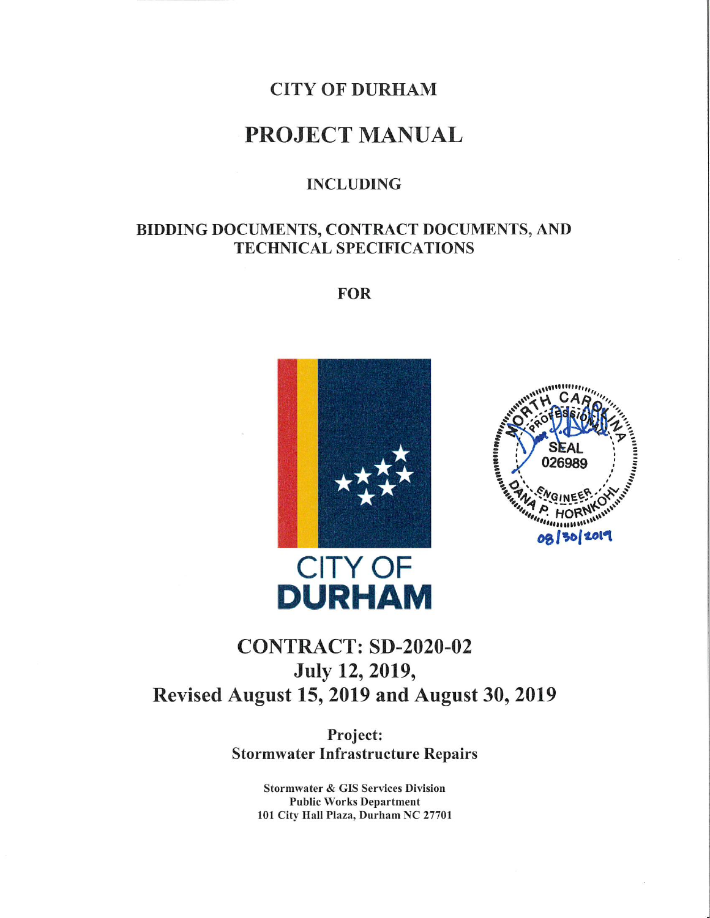# CITY OF DURHAM

# PROJECT MANUAL

## INCLUDING

## BIDDING DOCUMENTS, CONTRACT DOCUMENTS, AND TECHNICAL SPECIFICATIONS

## FOR

CITY OF DURHAM

NORTH CAROLINA PROFESSIONAL SEAL 026989 ENGINEER DANA P. HORNKOHL

08/30/2019

# CONTRACT: SD-2020-02
# July 12, 2019,
# Revised August 15, 2019 and August 30, 2019

**Project:**
**Stormwater Infrastructure Repairs**

**Stormwater & GIS Services Division**
**Public Works Department**
**101 City Hall Plaza, Durham NC 27701**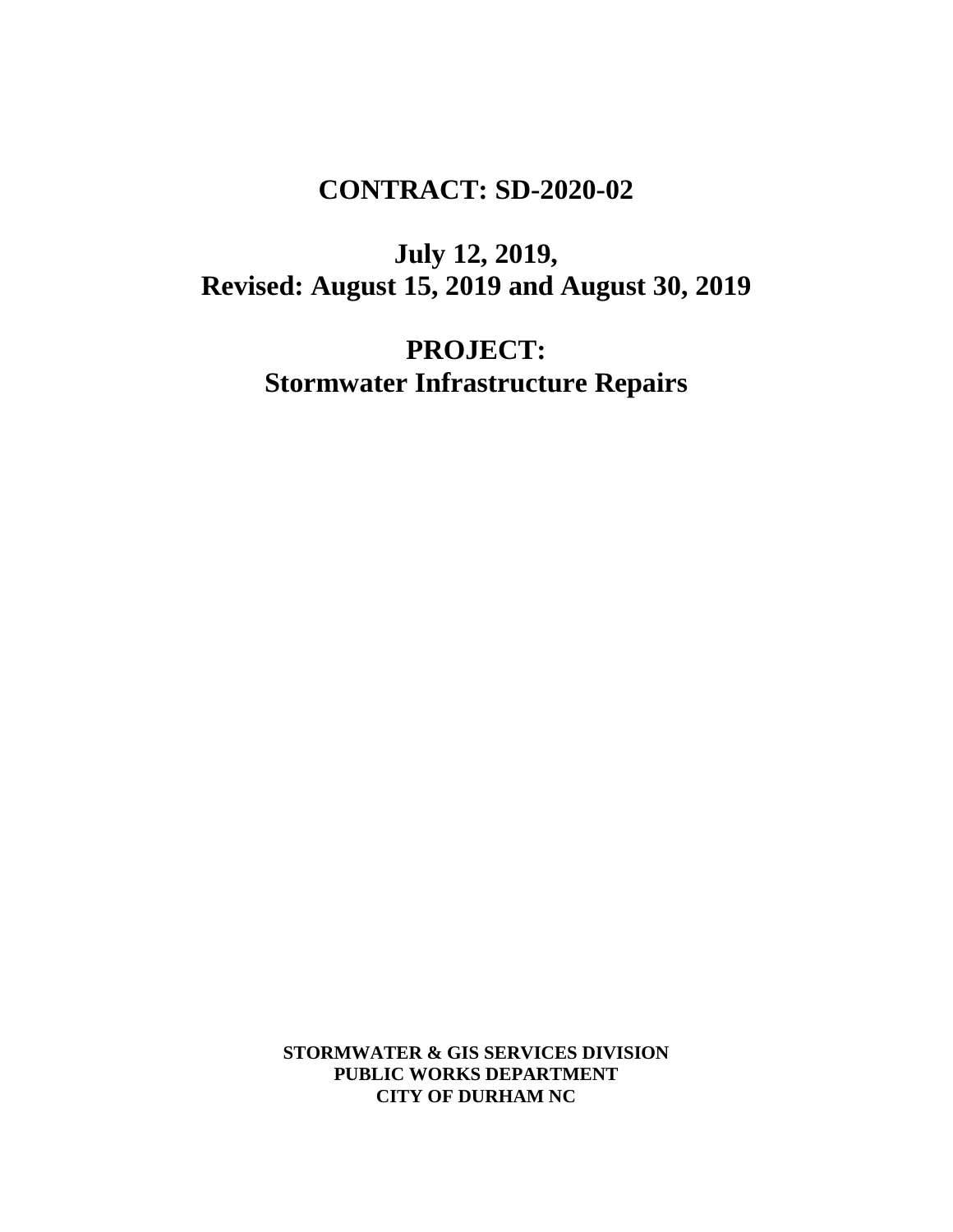# CONTRACT: SD-2020-02

## July 12, 2019,
## Revised: August 15, 2019 and August 30, 2019

## PROJECT:
## Stormwater Infrastructure Repairs

**STORMWATER & GIS SERVICES DIVISION**
**PUBLIC WORKS DEPARTMENT**
**CITY OF DURHAM NC**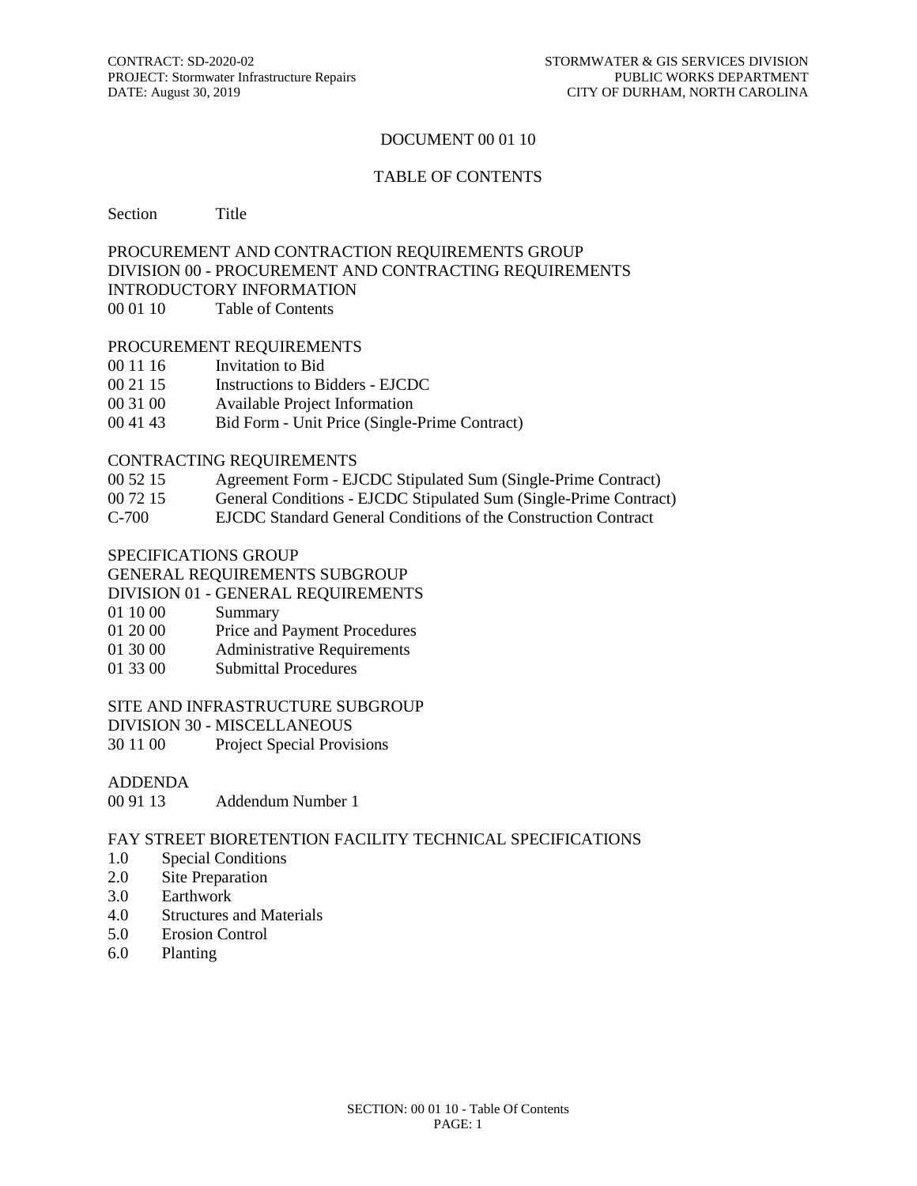# DOCUMENT 00 01 10

## TABLE OF CONTENTS

| Section | Title |
|---|---|

PROCUREMENT AND CONTRACTION REQUIREMENTS GROUP
DIVISION 00 - PROCUREMENT AND CONTRACTING REQUIREMENTS
INTRODUCTORY INFORMATION

| | |
|---|---|
| 00 01 10 | Table of Contents |

PROCUREMENT REQUIREMENTS

| | |
|---|---|
| 00 11 16 | Invitation to Bid |
| 00 21 15 | Instructions to Bidders - EJCDC |
| 00 31 00 | Available Project Information |
| 00 41 43 | Bid Form - Unit Price (Single-Prime Contract) |

CONTRACTING REQUIREMENTS

| | |
|---|---|
| 00 52 15 | Agreement Form - EJCDC Stipulated Sum (Single-Prime Contract) |
| 00 72 15 | General Conditions - EJCDC Stipulated Sum (Single-Prime Contract) |
| C-700 | EJCDC Standard General Conditions of the Construction Contract |

SPECIFICATIONS GROUP
GENERAL REQUIREMENTS SUBGROUP
DIVISION 01 - GENERAL REQUIREMENTS

| | |
|---|---|
| 01 10 00 | Summary |
| 01 20 00 | Price and Payment Procedures |
| 01 30 00 | Administrative Requirements |
| 01 33 00 | Submittal Procedures |

SITE AND INFRASTRUCTURE SUBGROUP
DIVISION 30 - MISCELLANEOUS

| | |
|---|---|
| 30 11 00 | Project Special Provisions |

ADDENDA

| | |
|---|---|
| 00 91 13 | Addendum Number 1 |

FAY STREET BIORETENTION FACILITY TECHNICAL SPECIFICATIONS

| | |
|---|---|
| 1.0 | Special Conditions |
| 2.0 | Site Preparation |
| 3.0 | Earthwork |
| 4.0 | Structures and Materials |
| 5.0 | Erosion Control |
| 6.0 | Planting |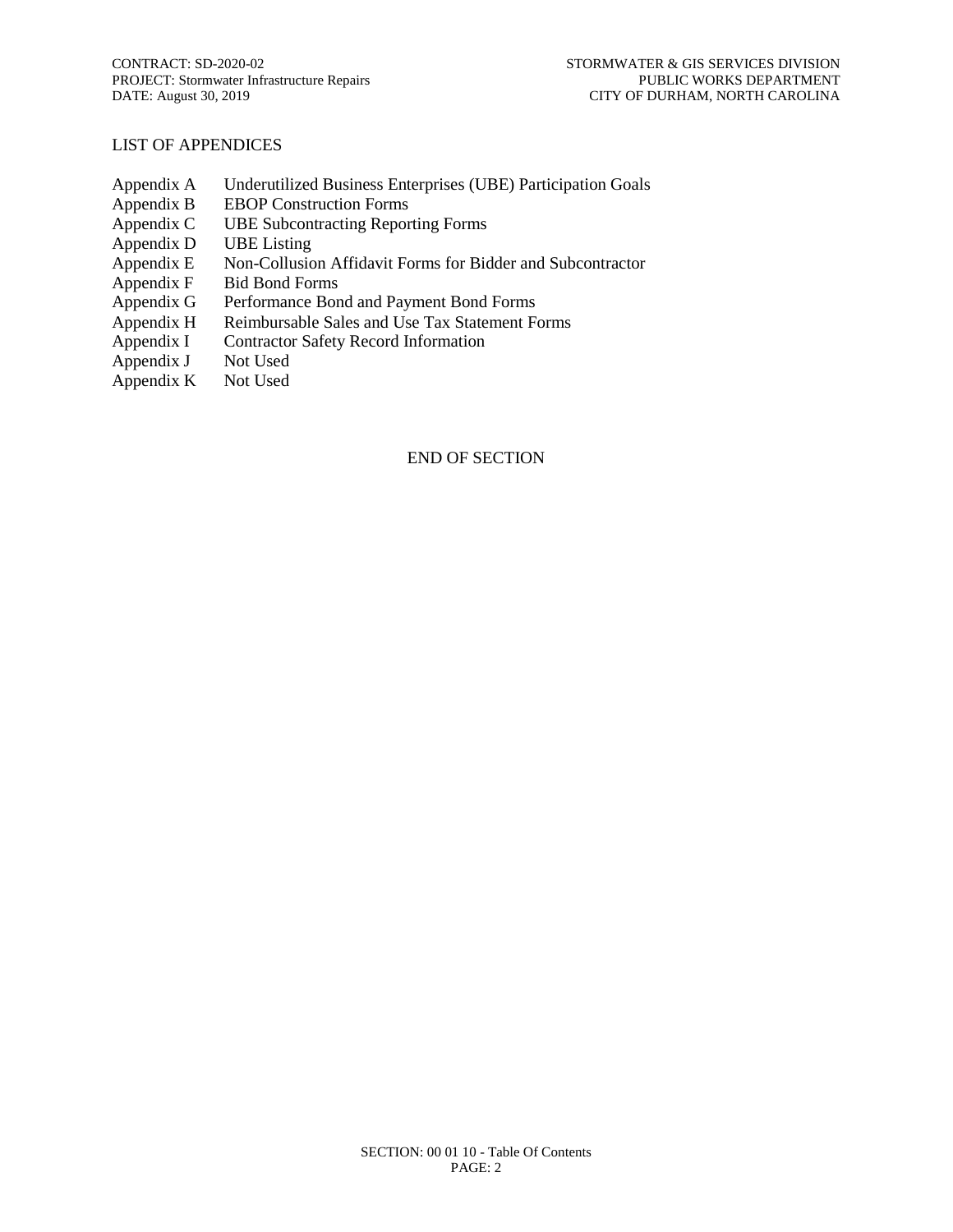LIST OF APPENDICES

| | |
|---|---|
| Appendix A | Underutilized Business Enterprises (UBE) Participation Goals |
| Appendix B | EBOP Construction Forms |
| Appendix C | UBE Subcontracting Reporting Forms |
| Appendix D | UBE Listing |
| Appendix E | Non-Collusion Affidavit Forms for Bidder and Subcontractor |
| Appendix F | Bid Bond Forms |
| Appendix G | Performance Bond and Payment Bond Forms |
| Appendix H | Reimbursable Sales and Use Tax Statement Forms |
| Appendix I | Contractor Safety Record Information |
| Appendix J | Not Used |
| Appendix K | Not Used |

END OF SECTION